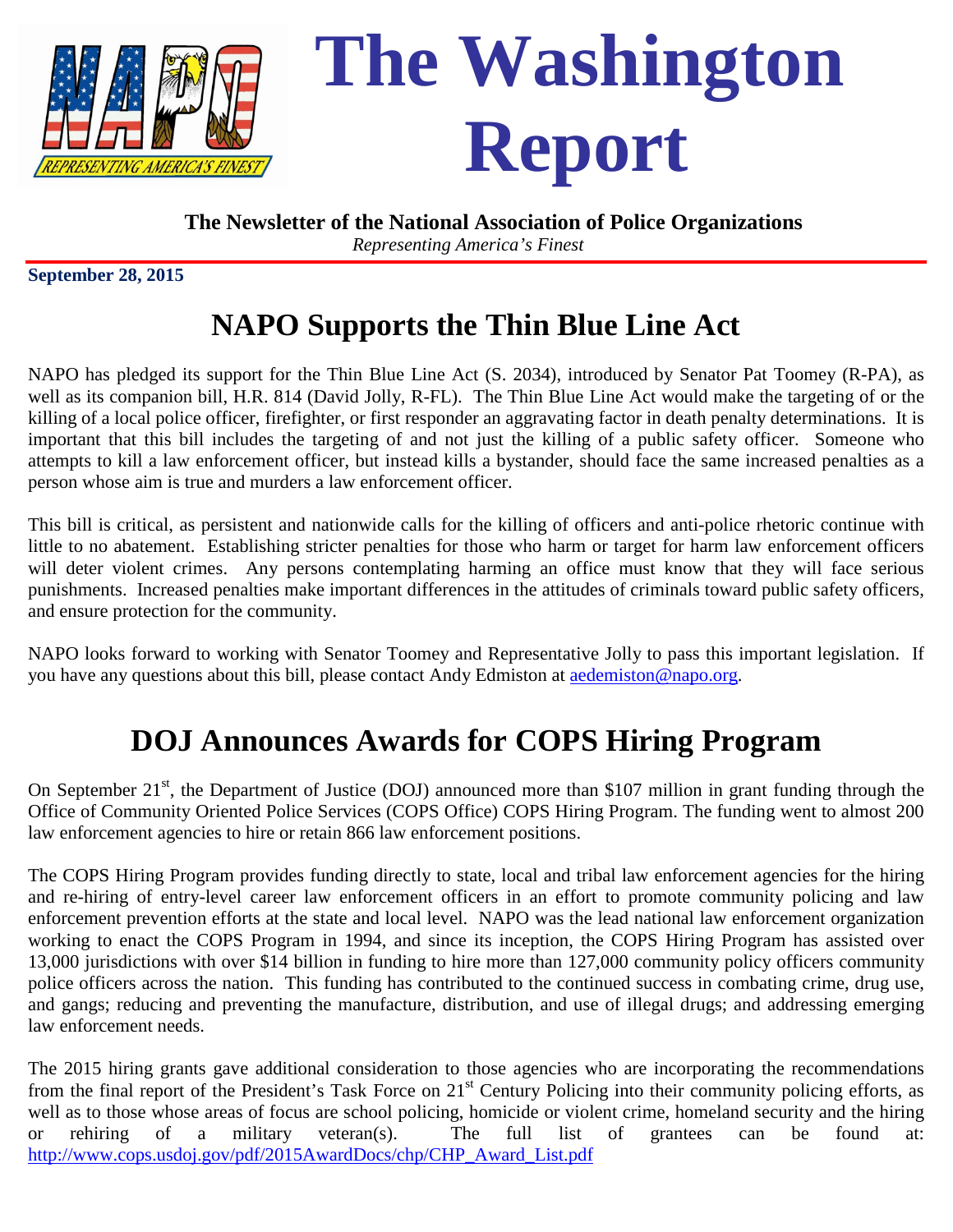# The Washington Report

**The Newsletter of the National Association of Police Organizations**

*Representing America's Finest*

**September 28, 2015**

## NAPO Supports the Thin Blue Line Act

NAPO has pledged its support for the Thin Blue Line Act (S. 2034), introduced by Senator Pat Toomey (R-PA), as well as its companion bill, H.R. 814 (David Jolly, R-FL). The Thin Blue Line Act would make the targeting of or the killing of a local police officer, firefighter, or first responder an aggravating factor in death penalty determinations. It is important that this bill includes the targeting of and not just the killing of a public safety officer. Someone who attempts to kill a law enforcement officer, but instead kills a bystander, should face the same increased penalties as a person whose aim is true and murders a law enforcement officer.

This bill is critical, as persistent and nationwide calls for the killing of officers and anti-police rhetoric continue with little to no abatement. Establishing stricter penalties for those who harm or target for harm law enforcement officers will deter violent crimes. Any persons contemplating harming an office must know that they will face serious punishments. Increased penalties make important differences in the attitudes of criminals toward public safety officers, and ensure protection for the community.

NAPO looks forward to working with Senator Toomey and Representative Jolly to pass this important legislation. If you have any questions about this bill, please contact Andy Edmiston at aedemiston@napo.org.

## DOJ Announces Awards for COPS Hiring Program

On September 21st, the Department of Justice (DOJ) announced more than $107 million in grant funding through the Office of Community Oriented Police Services (COPS Office) COPS Hiring Program. The funding went to almost 200 law enforcement agencies to hire or retain 866 law enforcement positions.

The COPS Hiring Program provides funding directly to state, local and tribal law enforcement agencies for the hiring and re-hiring of entry-level career law enforcement officers in an effort to promote community policing and law enforcement prevention efforts at the state and local level. NAPO was the lead national law enforcement organization working to enact the COPS Program in 1994, and since its inception, the COPS Hiring Program has assisted over 13,000 jurisdictions with over $14 billion in funding to hire more than 127,000 community policy officers community police officers across the nation. This funding has contributed to the continued success in combating crime, drug use, and gangs; reducing and preventing the manufacture, distribution, and use of illegal drugs; and addressing emerging law enforcement needs.

The 2015 hiring grants gave additional consideration to those agencies who are incorporating the recommendations from the final report of the President's Task Force on 21st Century Policing into their community policing efforts, as well as to those whose areas of focus are school policing, homicide or violent crime, homeland security and the hiring or rehiring of a military veteran(s). The full list of grantees can be found at: http://www.cops.usdoj.gov/pdf/2015AwardDocs/chp/CHP_Award_List.pdf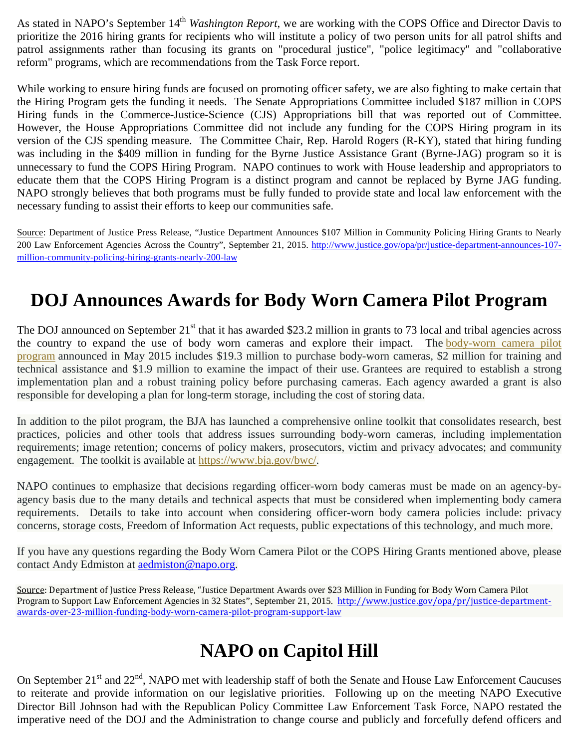As stated in NAPO's September 14th *Washington Report*, we are working with the COPS Office and Director Davis to prioritize the 2016 hiring grants for recipients who will institute a policy of two person units for all patrol shifts and patrol assignments rather than focusing its grants on "procedural justice", "police legitimacy" and "collaborative reform" programs, which are recommendations from the Task Force report.

While working to ensure hiring funds are focused on promoting officer safety, we are also fighting to make certain that the Hiring Program gets the funding it needs. The Senate Appropriations Committee included $187 million in COPS Hiring funds in the Commerce-Justice-Science (CJS) Appropriations bill that was reported out of Committee. However, the House Appropriations Committee did not include any funding for the COPS Hiring program in its version of the CJS spending measure. The Committee Chair, Rep. Harold Rogers (R-KY), stated that hiring funding was including in the $409 million in funding for the Byrne Justice Assistance Grant (Byrne-JAG) program so it is unnecessary to fund the COPS Hiring Program. NAPO continues to work with House leadership and appropriators to educate them that the COPS Hiring Program is a distinct program and cannot be replaced by Byrne JAG funding. NAPO strongly believes that both programs must be fully funded to provide state and local law enforcement with the necessary funding to assist their efforts to keep our communities safe.

Source: Department of Justice Press Release, "Justice Department Announces $107 Million in Community Policing Hiring Grants to Nearly 200 Law Enforcement Agencies Across the Country", September 21, 2015. http://www.justice.gov/opa/pr/justice-department-announces-107-million-community-policing-hiring-grants-nearly-200-law

# DOJ Announces Awards for Body Worn Camera Pilot Program

The DOJ announced on September 21st that it has awarded $23.2 million in grants to 73 local and tribal agencies across the country to expand the use of body worn cameras and explore their impact. The body-worn camera pilot program announced in May 2015 includes $19.3 million to purchase body-worn cameras, $2 million for training and technical assistance and $1.9 million to examine the impact of their use. Grantees are required to establish a strong implementation plan and a robust training policy before purchasing cameras. Each agency awarded a grant is also responsible for developing a plan for long-term storage, including the cost of storing data.

In addition to the pilot program, the BJA has launched a comprehensive online toolkit that consolidates research, best practices, policies and other tools that address issues surrounding body-worn cameras, including implementation requirements; image retention; concerns of policy makers, prosecutors, victim and privacy advocates; and community engagement. The toolkit is available at https://www.bja.gov/bwc/.

NAPO continues to emphasize that decisions regarding officer-worn body cameras must be made on an agency-by-agency basis due to the many details and technical aspects that must be considered when implementing body camera requirements. Details to take into account when considering officer-worn body camera policies include: privacy concerns, storage costs, Freedom of Information Act requests, public expectations of this technology, and much more.

If you have any questions regarding the Body Worn Camera Pilot or the COPS Hiring Grants mentioned above, please contact Andy Edmiston at aedmiston@napo.org.

Source: Department of Justice Press Release, "Justice Department Awards over $23 Million in Funding for Body Worn Camera Pilot Program to Support Law Enforcement Agencies in 32 States", September 21, 2015. http://www.justice.gov/opa/pr/justice-department-awards-over-23-million-funding-body-worn-camera-pilot-program-support-law

# NAPO on Capitol Hill

On September 21st and 22nd, NAPO met with leadership staff of both the Senate and House Law Enforcement Caucuses to reiterate and provide information on our legislative priorities. Following up on the meeting NAPO Executive Director Bill Johnson had with the Republican Policy Committee Law Enforcement Task Force, NAPO restated the imperative need of the DOJ and the Administration to change course and publicly and forcefully defend officers and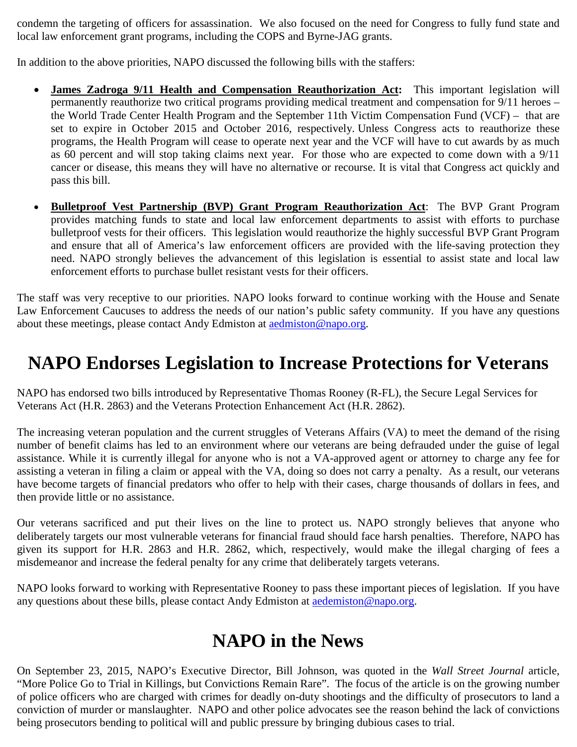condemn the targeting of officers for assassination. We also focused on the need for Congress to fully fund state and local law enforcement grant programs, including the COPS and Byrne-JAG grants.

In addition to the above priorities, NAPO discussed the following bills with the staffers:

- **James Zadroga 9/11 Health and Compensation Reauthorization Act:** This important legislation will permanently reauthorize two critical programs providing medical treatment and compensation for 9/11 heroes – the World Trade Center Health Program and the September 11th Victim Compensation Fund (VCF) – that are set to expire in October 2015 and October 2016, respectively. Unless Congress acts to reauthorize these programs, the Health Program will cease to operate next year and the VCF will have to cut awards by as much as 60 percent and will stop taking claims next year. For those who are expected to come down with a 9/11 cancer or disease, this means they will have no alternative or recourse. It is vital that Congress act quickly and pass this bill.

- **Bulletproof Vest Partnership (BVP) Grant Program Reauthorization Act**: The BVP Grant Program provides matching funds to state and local law enforcement departments to assist with efforts to purchase bulletproof vests for their officers. This legislation would reauthorize the highly successful BVP Grant Program and ensure that all of America's law enforcement officers are provided with the life-saving protection they need. NAPO strongly believes the advancement of this legislation is essential to assist state and local law enforcement efforts to purchase bullet resistant vests for their officers.

The staff was very receptive to our priorities. NAPO looks forward to continue working with the House and Senate Law Enforcement Caucuses to address the needs of our nation's public safety community. If you have any questions about these meetings, please contact Andy Edmiston at aedmiston@napo.org.

# NAPO Endorses Legislation to Increase Protections for Veterans

NAPO has endorsed two bills introduced by Representative Thomas Rooney (R-FL), the Secure Legal Services for Veterans Act (H.R. 2863) and the Veterans Protection Enhancement Act (H.R. 2862).

The increasing veteran population and the current struggles of Veterans Affairs (VA) to meet the demand of the rising number of benefit claims has led to an environment where our veterans are being defrauded under the guise of legal assistance. While it is currently illegal for anyone who is not a VA-approved agent or attorney to charge any fee for assisting a veteran in filing a claim or appeal with the VA, doing so does not carry a penalty. As a result, our veterans have become targets of financial predators who offer to help with their cases, charge thousands of dollars in fees, and then provide little or no assistance.

Our veterans sacrificed and put their lives on the line to protect us. NAPO strongly believes that anyone who deliberately targets our most vulnerable veterans for financial fraud should face harsh penalties. Therefore, NAPO has given its support for H.R. 2863 and H.R. 2862, which, respectively, would make the illegal charging of fees a misdemeanor and increase the federal penalty for any crime that deliberately targets veterans.

NAPO looks forward to working with Representative Rooney to pass these important pieces of legislation. If you have any questions about these bills, please contact Andy Edmiston at aedemiston@napo.org.

# NAPO in the News

On September 23, 2015, NAPO's Executive Director, Bill Johnson, was quoted in the *Wall Street Journal* article, "More Police Go to Trial in Killings, but Convictions Remain Rare". The focus of the article is on the growing number of police officers who are charged with crimes for deadly on-duty shootings and the difficulty of prosecutors to land a conviction of murder or manslaughter. NAPO and other police advocates see the reason behind the lack of convictions being prosecutors bending to political will and public pressure by bringing dubious cases to trial.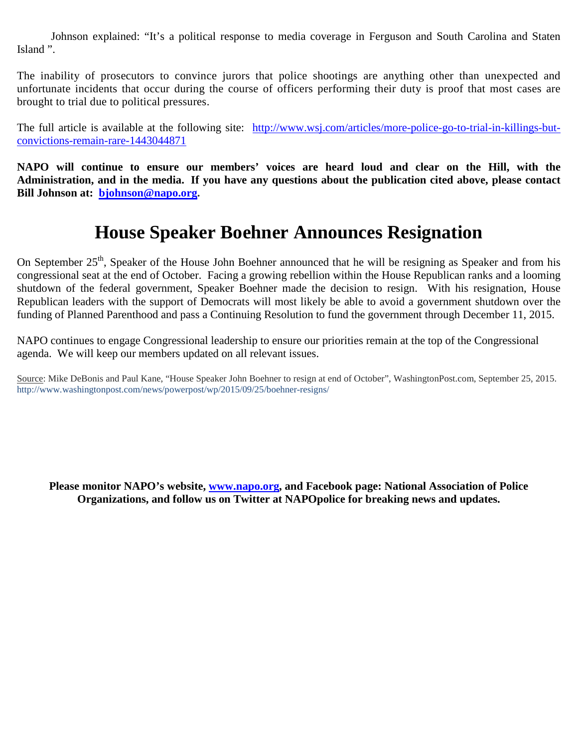Johnson explained: "It's a political response to media coverage in Ferguson and South Carolina and Staten Island ".

The inability of prosecutors to convince jurors that police shootings are anything other than unexpected and unfortunate incidents that occur during the course of officers performing their duty is proof that most cases are brought to trial due to political pressures.

The full article is available at the following site: http://www.wsj.com/articles/more-police-go-to-trial-in-killings-but-convictions-remain-rare-1443044871

**NAPO will continue to ensure our members' voices are heard loud and clear on the Hill, with the Administration, and in the media. If you have any questions about the publication cited above, please contact Bill Johnson at: bjohnson@napo.org.**

# House Speaker Boehner Announces Resignation

On September 25th, Speaker of the House John Boehner announced that he will be resigning as Speaker and from his congressional seat at the end of October. Facing a growing rebellion within the House Republican ranks and a looming shutdown of the federal government, Speaker Boehner made the decision to resign. With his resignation, House Republican leaders with the support of Democrats will most likely be able to avoid a government shutdown over the funding of Planned Parenthood and pass a Continuing Resolution to fund the government through December 11, 2015.

NAPO continues to engage Congressional leadership to ensure our priorities remain at the top of the Congressional agenda. We will keep our members updated on all relevant issues.

Source: Mike DeBonis and Paul Kane, "House Speaker John Boehner to resign at end of October", WashingtonPost.com, September 25, 2015. http://www.washingtonpost.com/news/powerpost/wp/2015/09/25/boehner-resigns/

**Please monitor NAPO's website, www.napo.org, and Facebook page: National Association of Police Organizations, and follow us on Twitter at NAPOpolice for breaking news and updates.**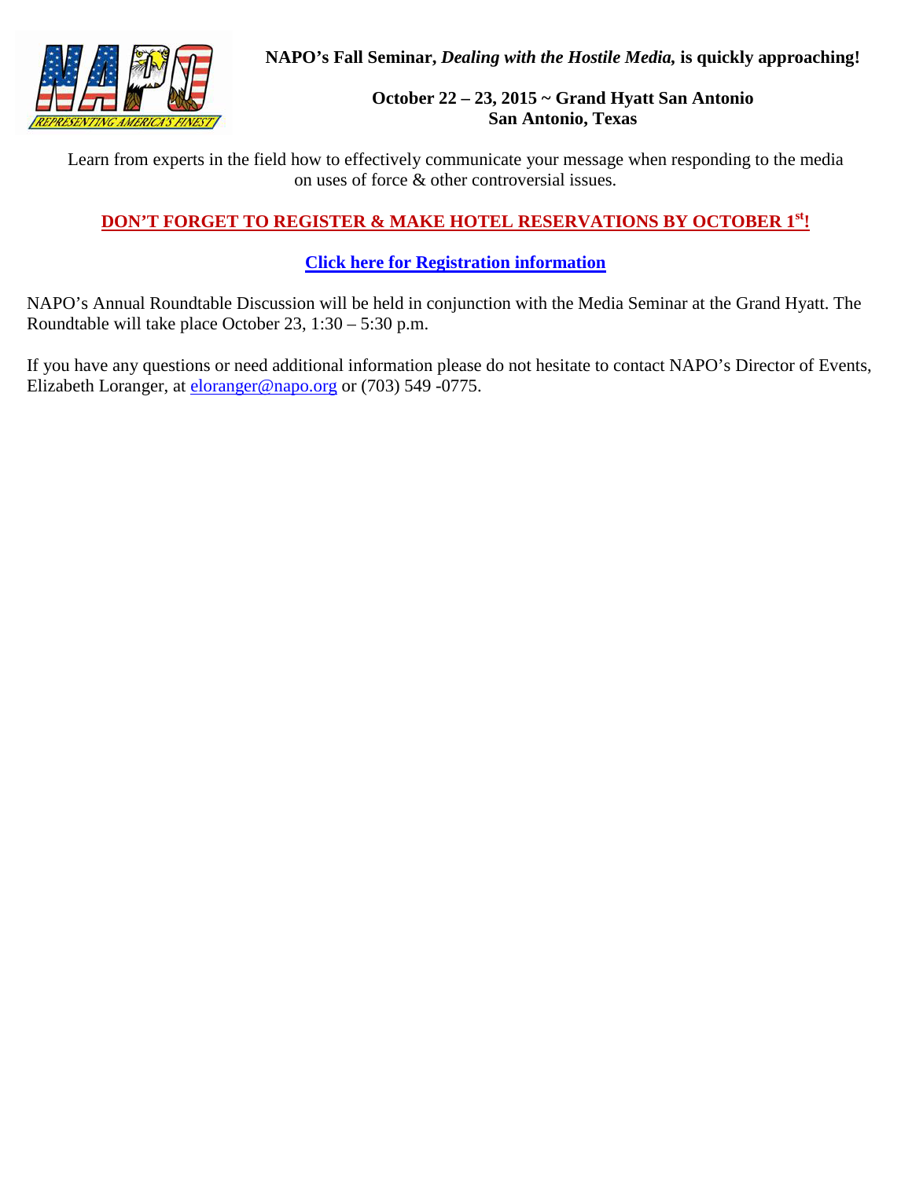**NAPO's Fall Seminar, *Dealing with the Hostile Media,* is quickly approaching!**

**October 22 – 23, 2015 ~ Grand Hyatt San Antonio**
**San Antonio, Texas**

Learn from experts in the field how to effectively communicate your message when responding to the media on uses of force & other controversial issues.

**DON'T FORGET TO REGISTER & MAKE HOTEL RESERVATIONS BY OCTOBER 1st!**

**Click here for Registration information**

NAPO's Annual Roundtable Discussion will be held in conjunction with the Media Seminar at the Grand Hyatt. The Roundtable will take place October 23, 1:30 – 5:30 p.m.

If you have any questions or need additional information please do not hesitate to contact NAPO's Director of Events, Elizabeth Loranger, at eloranger@napo.org or (703) 549 -0775.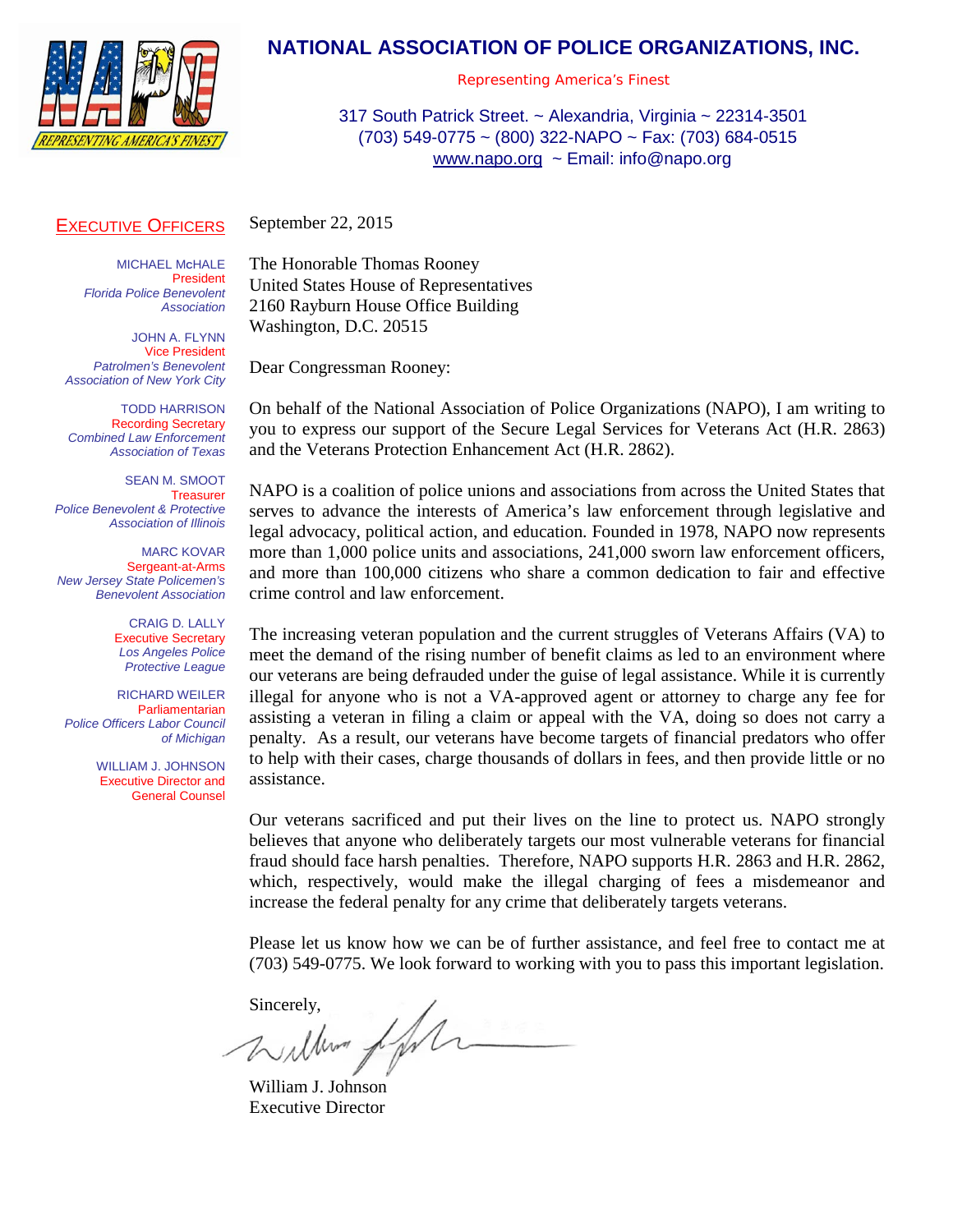# NATIONAL ASSOCIATION OF POLICE ORGANIZATIONS, INC.

Representing America's Finest

317 South Patrick Street. ~ Alexandria, Virginia ~ 22314-3501
(703) 549-0775 ~ (800) 322-NAPO ~ Fax: (703) 684-0515
www.napo.org ~ Email: info@napo.org

**EXECUTIVE OFFICERS**

MICHAEL McHALE
President
*Florida Police Benevolent Association*

JOHN A. FLYNN
Vice President
*Patrolmen's Benevolent Association of New York City*

TODD HARRISON
Recording Secretary
*Combined Law Enforcement Association of Texas*

SEAN M. SMOOT
Treasurer
*Police Benevolent & Protective Association of Illinois*

MARC KOVAR
Sergeant-at-Arms
*New Jersey State Policemen's Benevolent Association*

CRAIG D. LALLY
Executive Secretary
*Los Angeles Police Protective League*

RICHARD WEILER
Parliamentarian
*Police Officers Labor Council of Michigan*

WILLIAM J. JOHNSON
Executive Director and General Counsel

September 22, 2015

The Honorable Thomas Rooney
United States House of Representatives
2160 Rayburn House Office Building
Washington, D.C. 20515

Dear Congressman Rooney:

On behalf of the National Association of Police Organizations (NAPO), I am writing to you to express our support of the Secure Legal Services for Veterans Act (H.R. 2863) and the Veterans Protection Enhancement Act (H.R. 2862).

NAPO is a coalition of police unions and associations from across the United States that serves to advance the interests of America's law enforcement through legislative and legal advocacy, political action, and education. Founded in 1978, NAPO now represents more than 1,000 police units and associations, 241,000 sworn law enforcement officers, and more than 100,000 citizens who share a common dedication to fair and effective crime control and law enforcement.

The increasing veteran population and the current struggles of Veterans Affairs (VA) to meet the demand of the rising number of benefit claims as led to an environment where our veterans are being defrauded under the guise of legal assistance. While it is currently illegal for anyone who is not a VA-approved agent or attorney to charge any fee for assisting a veteran in filing a claim or appeal with the VA, doing so does not carry a penalty. As a result, our veterans have become targets of financial predators who offer to help with their cases, charge thousands of dollars in fees, and then provide little or no assistance.

Our veterans sacrificed and put their lives on the line to protect us. NAPO strongly believes that anyone who deliberately targets our most vulnerable veterans for financial fraud should face harsh penalties. Therefore, NAPO supports H.R. 2863 and H.R. 2862, which, respectively, would make the illegal charging of fees a misdemeanor and increase the federal penalty for any crime that deliberately targets veterans.

Please let us know how we can be of further assistance, and feel free to contact me at (703) 549-0775. We look forward to working with you to pass this important legislation.

Sincerely,

William J. Johnson
Executive Director